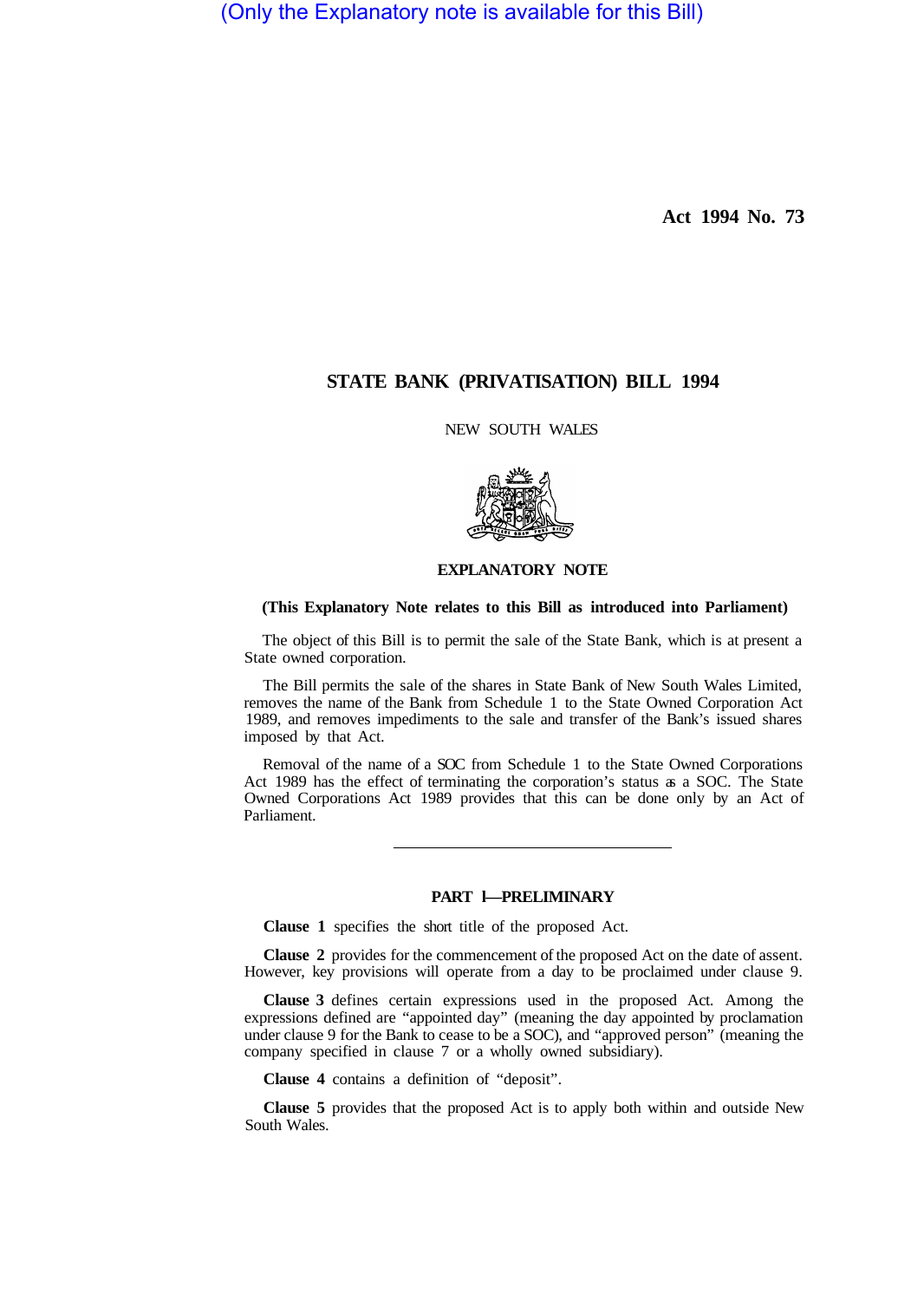(Only the Explanatory note is available for this Bill)

**Act 1994 No. 73**

# STATE BANK (PRIVATISATION) BILL 1994

NEW SOUTH WALES

## EXPLANATORY NOTE

**(This Explanatory Note relates to this Bill as introduced into Parliament)**

The object of this Bill is to permit the sale of the State Bank, which is at present a State owned corporation.

The Bill permits the sale of the shares in State Bank of New South Wales Limited, removes the name of the Bank from Schedule 1 to the State Owned Corporation Act 1989, and removes impediments to the sale and transfer of the Bank's issued shares imposed by that Act.

Removal of the name of a SOC from Schedule 1 to the State Owned Corporations Act 1989 has the effect of terminating the corporation's status as a SOC. The State Owned Corporations Act 1989 provides that this can be done only by an Act of Parliament.

---

### PART 1—PRELIMINARY

**Clause 1** specifies the short title of the proposed Act.

**Clause 2** provides for the commencement of the proposed Act on the date of assent. However, key provisions will operate from a day to be proclaimed under clause 9.

**Clause 3** defines certain expressions used in the proposed Act. Among the expressions defined are "appointed day" (meaning the day appointed by proclamation under clause 9 for the Bank to cease to be a SOC), and "approved person" (meaning the company specified in clause 7 or a wholly owned subsidiary).

**Clause 4** contains a definition of "deposit".

**Clause 5** provides that the proposed Act is to apply both within and outside New South Wales.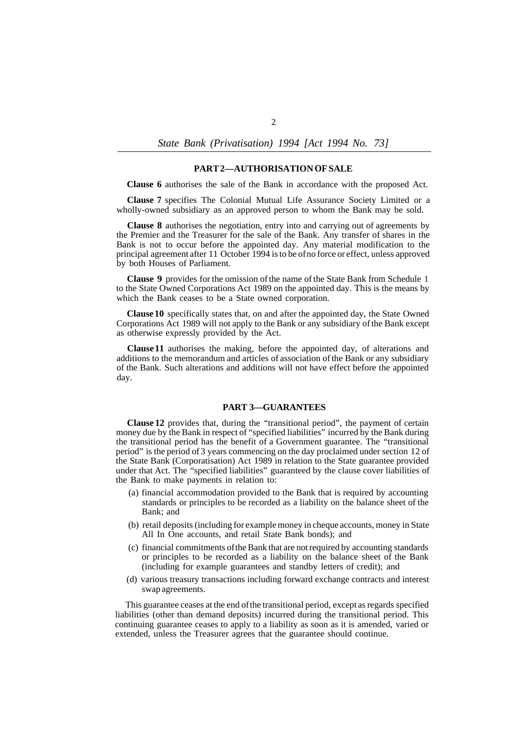## PART 2—AUTHORISATION OF SALE

**Clause 6** authorises the sale of the Bank in accordance with the proposed Act.

**Clause 7** specifies The Colonial Mutual Life Assurance Society Limited or a wholly-owned subsidiary as an approved person to whom the Bank may be sold.

**Clause 8** authorises the negotiation, entry into and carrying out of agreements by the Premier and the Treasurer for the sale of the Bank. Any transfer of shares in the Bank is not to occur before the appointed day. Any material modification to the principal agreement after 11 October 1994 is to be of no force or effect, unless approved by both Houses of Parliament.

**Clause 9** provides for the omission of the name of the State Bank from Schedule 1 to the State Owned Corporations Act 1989 on the appointed day. This is the means by which the Bank ceases to be a State owned corporation.

**Clause 10** specifically states that, on and after the appointed day, the State Owned Corporations Act 1989 will not apply to the Bank or any subsidiary of the Bank except as otherwise expressly provided by the Act.

**Clause 11** authorises the making, before the appointed day, of alterations and additions to the memorandum and articles of association of the Bank or any subsidiary of the Bank. Such alterations and additions will not have effect before the appointed day.

## PART 3—GUARANTEES

**Clause 12** provides that, during the "transitional period", the payment of certain money due by the Bank in respect of "specified liabilities" incurred by the Bank during the transitional period has the benefit of a Government guarantee. The "transitional period" is the period of 3 years commencing on the day proclaimed under section 12 of the State Bank (Corporatisation) Act 1989 in relation to the State guarantee provided under that Act. The "specified liabilities" guaranteed by the clause cover liabilities of the Bank to make payments in relation to:

- (a) financial accommodation provided to the Bank that is required by accounting standards or principles to be recorded as a liability on the balance sheet of the Bank; and
- (b) retail deposits (including for example money in cheque accounts, money in State All In One accounts, and retail State Bank bonds); and
- (c) financial commitments of the Bank that are not required by accounting standards or principles to be recorded as a liability on the balance sheet of the Bank (including for example guarantees and standby letters of credit); and
- (d) various treasury transactions including forward exchange contracts and interest swap agreements.

This guarantee ceases at the end of the transitional period, except as regards specified liabilities (other than demand deposits) incurred during the transitional period. This continuing guarantee ceases to apply to a liability as soon as it is amended, varied or extended, unless the Treasurer agrees that the guarantee should continue.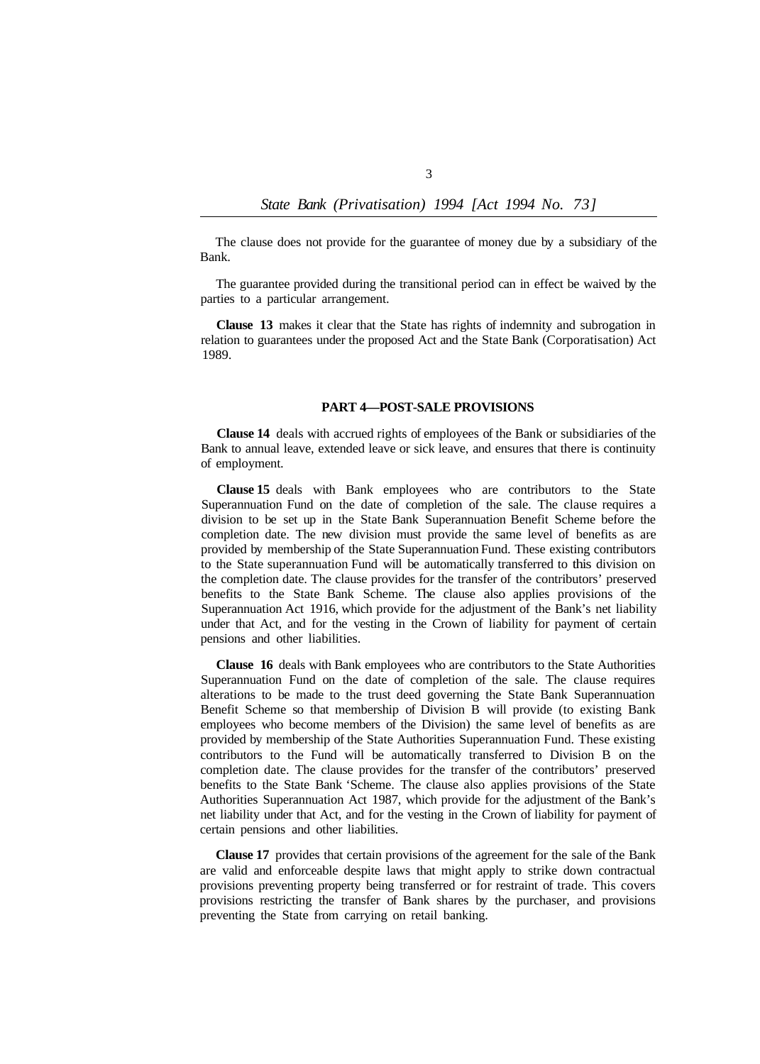The clause does not provide for the guarantee of money due by a subsidiary of the Bank.

The guarantee provided during the transitional period can in effect be waived by the parties to a particular arrangement.

**Clause 13** makes it clear that the State has rights of indemnity and subrogation in relation to guarantees under the proposed Act and the State Bank (Corporatisation) Act 1989.

## PART 4—POST-SALE PROVISIONS

**Clause 14** deals with accrued rights of employees of the Bank or subsidiaries of the Bank to annual leave, extended leave or sick leave, and ensures that there is continuity of employment.

**Clause 15** deals with Bank employees who are contributors to the State Superannuation Fund on the date of completion of the sale. The clause requires a division to be set up in the State Bank Superannuation Benefit Scheme before the completion date. The new division must provide the same level of benefits as are provided by membership of the State Superannuation Fund. These existing contributors to the State superannuation Fund will be automatically transferred to this division on the completion date. The clause provides for the transfer of the contributors' preserved benefits to the State Bank Scheme. The clause also applies provisions of the Superannuation Act 1916, which provide for the adjustment of the Bank's net liability under that Act, and for the vesting in the Crown of liability for payment of certain pensions and other liabilities.

**Clause 16** deals with Bank employees who are contributors to the State Authorities Superannuation Fund on the date of completion of the sale. The clause requires alterations to be made to the trust deed governing the State Bank Superannuation Benefit Scheme so that membership of Division B will provide (to existing Bank employees who become members of the Division) the same level of benefits as are provided by membership of the State Authorities Superannuation Fund. These existing contributors to the Fund will be automatically transferred to Division B on the completion date. The clause provides for the transfer of the contributors' preserved benefits to the State Bank 'Scheme. The clause also applies provisions of the State Authorities Superannuation Act 1987, which provide for the adjustment of the Bank's net liability under that Act, and for the vesting in the Crown of liability for payment of certain pensions and other liabilities.

**Clause 17** provides that certain provisions of the agreement for the sale of the Bank are valid and enforceable despite laws that might apply to strike down contractual provisions preventing property being transferred or for restraint of trade. This covers provisions restricting the transfer of Bank shares by the purchaser, and provisions preventing the State from carrying on retail banking.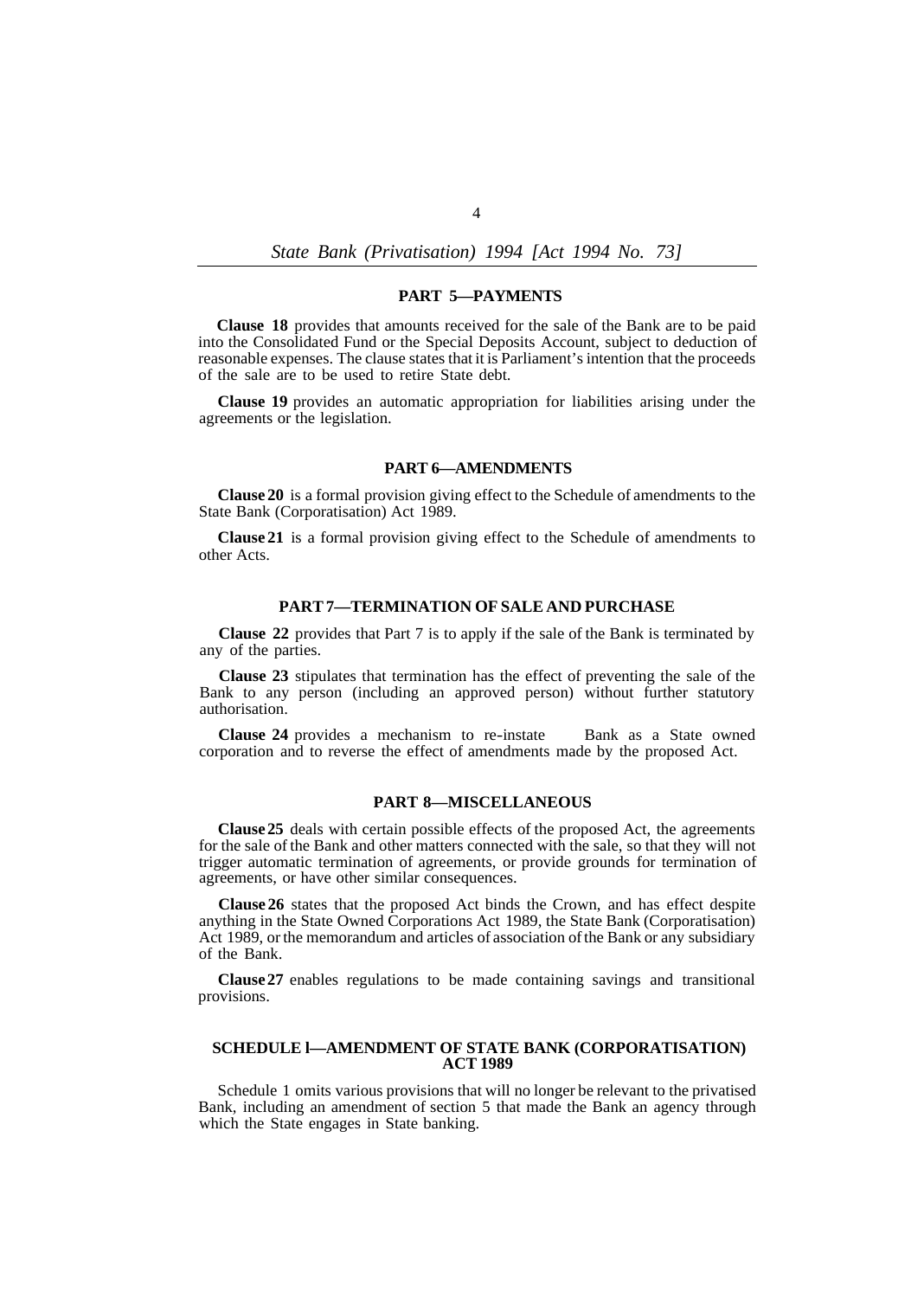## PART 5—PAYMENTS

**Clause 18** provides that amounts received for the sale of the Bank are to be paid into the Consolidated Fund or the Special Deposits Account, subject to deduction of reasonable expenses. The clause states that it is Parliament's intention that the proceeds of the sale are to be used to retire State debt.

**Clause 19** provides an automatic appropriation for liabilities arising under the agreements or the legislation.

## PART 6—AMENDMENTS

**Clause 20** is a formal provision giving effect to the Schedule of amendments to the State Bank (Corporatisation) Act 1989.

**Clause 21** is a formal provision giving effect to the Schedule of amendments to other Acts.

## PART 7—TERMINATION OF SALE AND PURCHASE

**Clause 22** provides that Part 7 is to apply if the sale of the Bank is terminated by any of the parties.

**Clause 23** stipulates that termination has the effect of preventing the sale of the Bank to any person (including an approved person) without further statutory authorisation.

**Clause 24** provides a mechanism to re-instate Bank as a State owned corporation and to reverse the effect of amendments made by the proposed Act.

## PART 8—MISCELLANEOUS

**Clause 25** deals with certain possible effects of the proposed Act, the agreements for the sale of the Bank and other matters connected with the sale, so that they will not trigger automatic termination of agreements, or provide grounds for termination of agreements, or have other similar consequences.

**Clause 26** states that the proposed Act binds the Crown, and has effect despite anything in the State Owned Corporations Act 1989, the State Bank (Corporatisation) Act 1989, or the memorandum and articles of association of the Bank or any subsidiary of the Bank.

**Clause 27** enables regulations to be made containing savings and transitional provisions.

## SCHEDULE l—AMENDMENT OF STATE BANK (CORPORATISATION) ACT 1989

Schedule 1 omits various provisions that will no longer be relevant to the privatised Bank, including an amendment of section 5 that made the Bank an agency through which the State engages in State banking.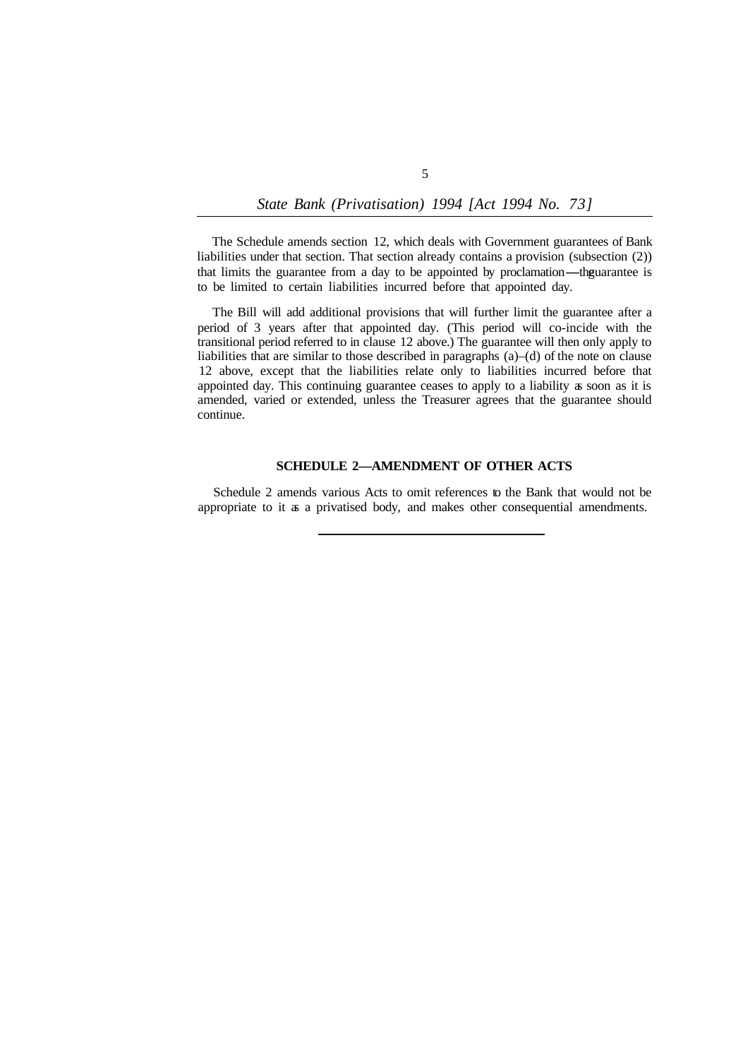The Schedule amends section 12, which deals with Government guarantees of Bank liabilities under that section. That section already contains a provision (subsection (2)) that limits the guarantee from a day to be appointed by proclamation—the guarantee is to be limited to certain liabilities incurred before that appointed day.

The Bill will add additional provisions that will further limit the guarantee after a period of 3 years after that appointed day. (This period will co-incide with the transitional period referred to in clause 12 above.) The guarantee will then only apply to liabilities that are similar to those described in paragraphs (a)–(d) of the note on clause 12 above, except that the liabilities relate only to liabilities incurred before that appointed day. This continuing guarantee ceases to apply to a liability as soon as it is amended, varied or extended, unless the Treasurer agrees that the guarantee should continue.

## SCHEDULE 2—AMENDMENT OF OTHER ACTS

Schedule 2 amends various Acts to omit references to the Bank that would not be appropriate to it as a privatised body, and makes other consequential amendments.